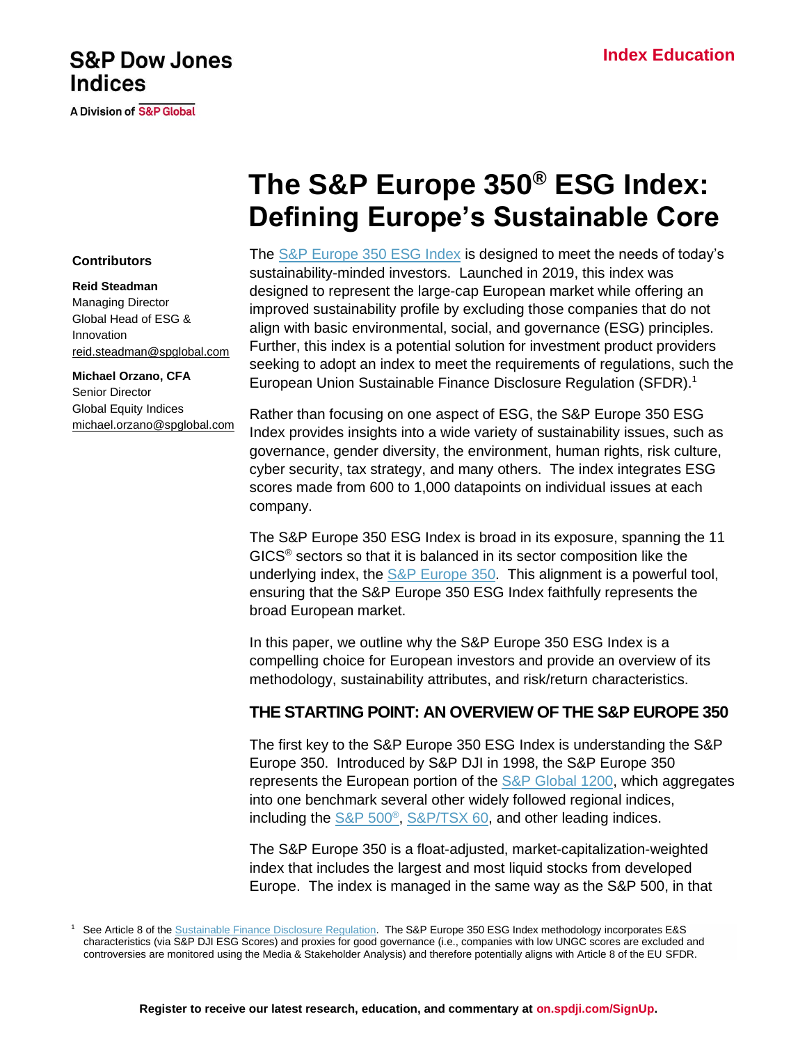S&P Dow Jones Indices

A Division of S&P Global

Index Education

# The S&P Europe 350® ESG Index: Defining Europe's Sustainable Core

**Contributors**

**Reid Steadman**
Managing Director
Global Head of ESG & Innovation
reid.steadman@spglobal.com

**Michael Orzano, CFA**
Senior Director
Global Equity Indices
michael.orzano@spglobal.com

The S&P Europe 350 ESG Index is designed to meet the needs of today's sustainability-minded investors. Launched in 2019, this index was designed to represent the large-cap European market while offering an improved sustainability profile by excluding those companies that do not align with basic environmental, social, and governance (ESG) principles. Further, this index is a potential solution for investment product providers seeking to adopt an index to meet the requirements of regulations, such the European Union Sustainable Finance Disclosure Regulation (SFDR).[1]

Rather than focusing on one aspect of ESG, the S&P Europe 350 ESG Index provides insights into a wide variety of sustainability issues, such as governance, gender diversity, the environment, human rights, risk culture, cyber security, tax strategy, and many others. The index integrates ESG scores made from 600 to 1,000 datapoints on individual issues at each company.

The S&P Europe 350 ESG Index is broad in its exposure, spanning the 11 GICS® sectors so that it is balanced in its sector composition like the underlying index, the S&P Europe 350. This alignment is a powerful tool, ensuring that the S&P Europe 350 ESG Index faithfully represents the broad European market.

In this paper, we outline why the S&P Europe 350 ESG Index is a compelling choice for European investors and provide an overview of its methodology, sustainability attributes, and risk/return characteristics.

## THE STARTING POINT: AN OVERVIEW OF THE S&P EUROPE 350

The first key to the S&P Europe 350 ESG Index is understanding the S&P Europe 350. Introduced by S&P DJI in 1998, the S&P Europe 350 represents the European portion of the S&P Global 1200, which aggregates into one benchmark several other widely followed regional indices, including the S&P 500®, S&P/TSX 60, and other leading indices.

The S&P Europe 350 is a float-adjusted, market-capitalization-weighted index that includes the largest and most liquid stocks from developed Europe. The index is managed in the same way as the S&P 500, in that

[1] See Article 8 of the Sustainable Finance Disclosure Regulation. The S&P Europe 350 ESG Index methodology incorporates E&S characteristics (via S&P DJI ESG Scores) and proxies for good governance (i.e., companies with low UNGC scores are excluded and controversies are monitored using the Media & Stakeholder Analysis) and therefore potentially aligns with Article 8 of the EU SFDR.

Register to receive our latest research, education, and commentary at on.spdji.com/SignUp.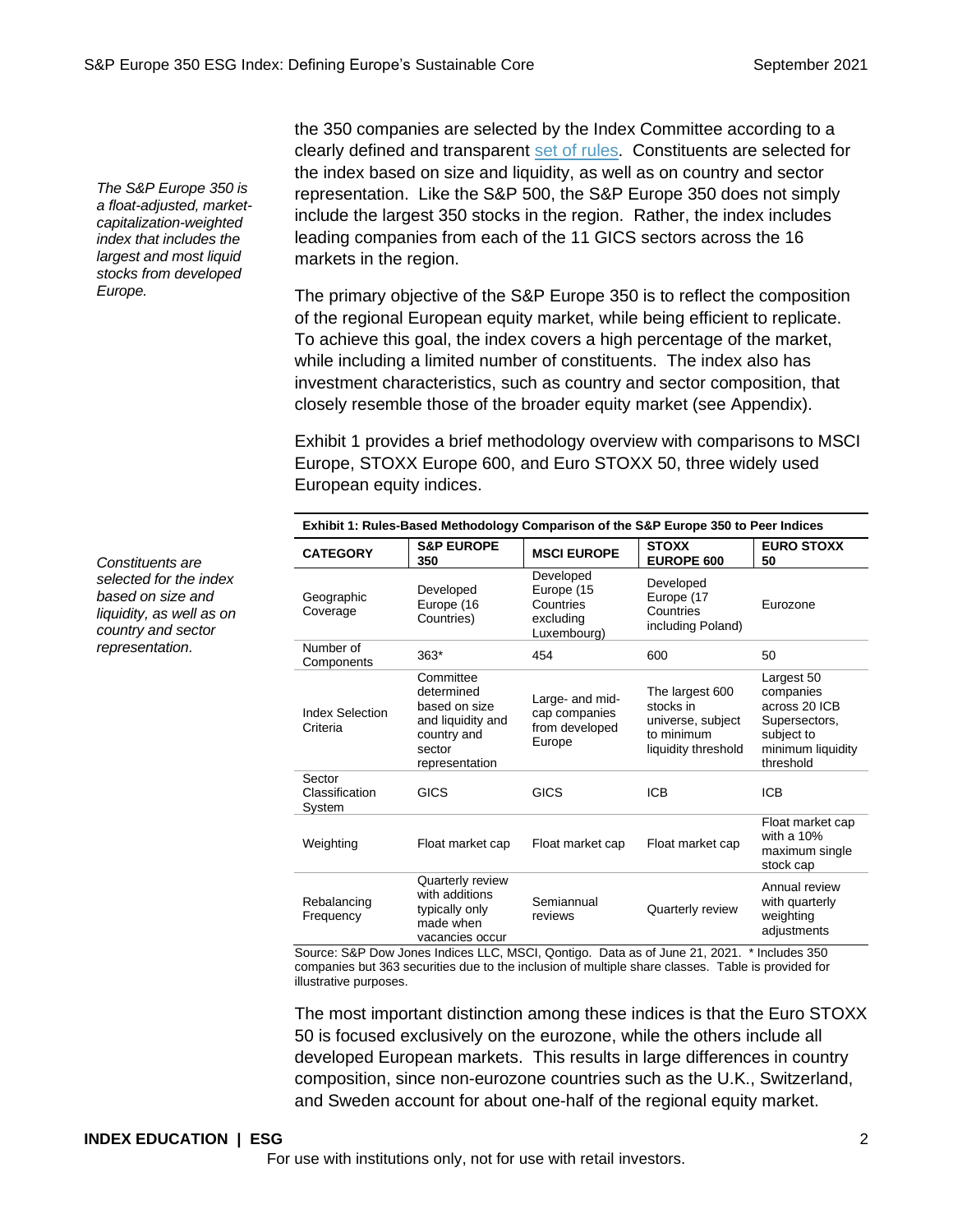*The S&P Europe 350 is a float-adjusted, market-capitalization-weighted index that includes the largest and most liquid stocks from developed Europe.*

the 350 companies are selected by the Index Committee according to a clearly defined and transparent set of rules. Constituents are selected for the index based on size and liquidity, as well as on country and sector representation. Like the S&P 500, the S&P Europe 350 does not simply include the largest 350 stocks in the region. Rather, the index includes leading companies from each of the 11 GICS sectors across the 16 markets in the region.

The primary objective of the S&P Europe 350 is to reflect the composition of the regional European equity market, while being efficient to replicate. To achieve this goal, the index covers a high percentage of the market, while including a limited number of constituents. The index also has investment characteristics, such as country and sector composition, that closely resemble those of the broader equity market (see Appendix).

Exhibit 1 provides a brief methodology overview with comparisons to MSCI Europe, STOXX Europe 600, and Euro STOXX 50, three widely used European equity indices.

*Constituents are selected for the index based on size and liquidity, as well as on country and sector representation.*

**Exhibit 1: Rules-Based Methodology Comparison of the S&P Europe 350 to Peer Indices**

| CATEGORY | S&P EUROPE 350 | MSCI EUROPE | STOXX EUROPE 600 | EURO STOXX 50 |
|---|---|---|---|---|
| Geographic Coverage | Developed Europe (16 Countries) | Developed Europe (15 Countries excluding Luxembourg) | Developed Europe (17 Countries including Poland) | Eurozone |
| Number of Components | 363* | 454 | 600 | 50 |
| Index Selection Criteria | Committee determined based on size and liquidity and country and sector representation | Large- and mid-cap companies from developed Europe | The largest 600 stocks in universe, subject to minimum liquidity threshold | Largest 50 companies across 20 ICB Supersectors, subject to minimum liquidity threshold |
| Sector Classification System | GICS | GICS | ICB | ICB |
| Weighting | Float market cap | Float market cap | Float market cap | Float market cap with a 10% maximum single stock cap |
| Rebalancing Frequency | Quarterly review with additions typically only made when vacancies occur | Semiannual reviews | Quarterly review | Annual review with quarterly weighting adjustments |

Source: S&P Dow Jones Indices LLC, MSCI, Qontigo. Data as of June 21, 2021. * Includes 350 companies but 363 securities due to the inclusion of multiple share classes. Table is provided for illustrative purposes.

The most important distinction among these indices is that the Euro STOXX 50 is focused exclusively on the eurozone, while the others include all developed European markets. This results in large differences in country composition, since non-eurozone countries such as the U.K., Switzerland, and Sweden account for about one-half of the regional equity market.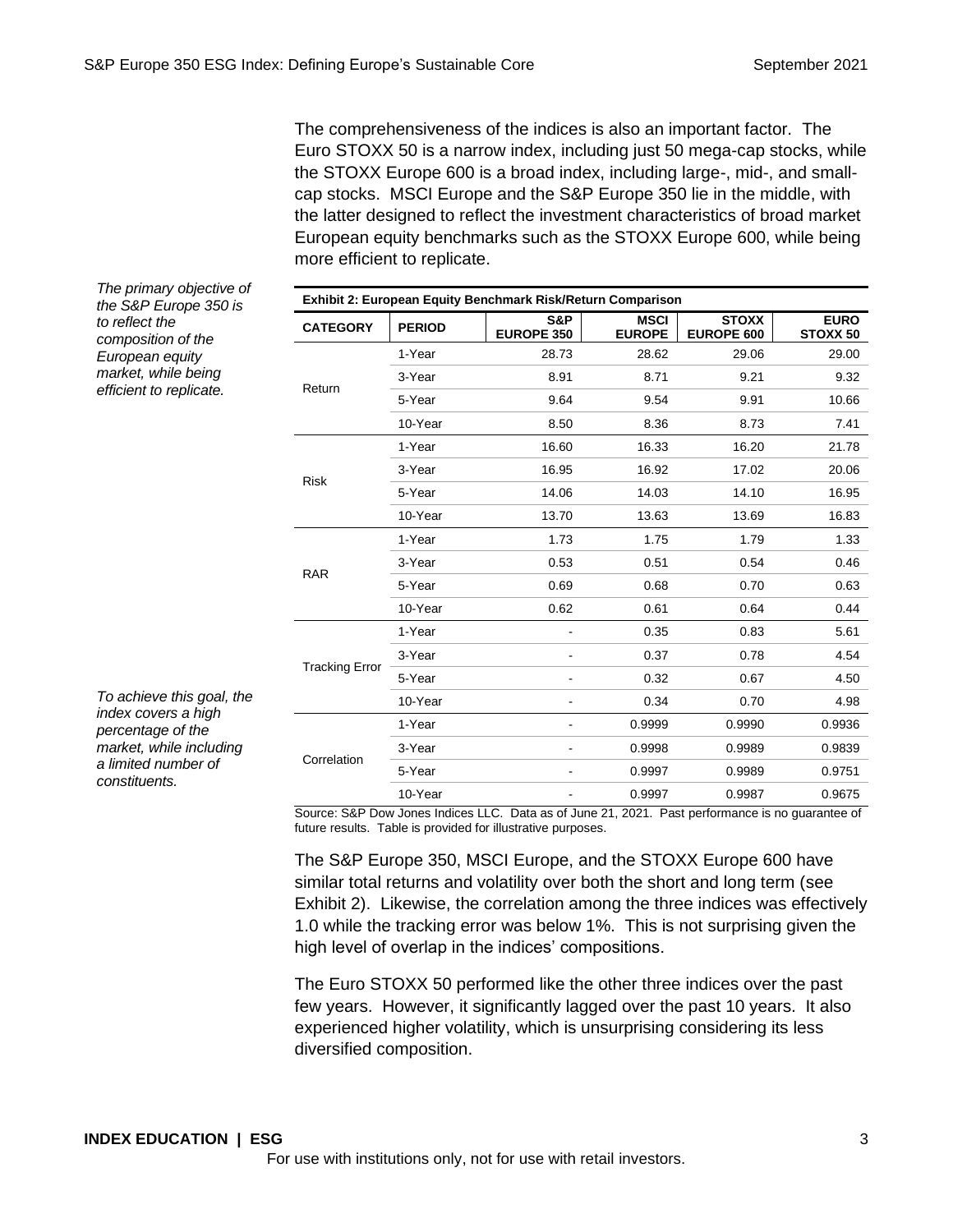The comprehensiveness of the indices is also an important factor. The Euro STOXX 50 is a narrow index, including just 50 mega-cap stocks, while the STOXX Europe 600 is a broad index, including large-, mid-, and small-cap stocks. MSCI Europe and the S&P Europe 350 lie in the middle, with the latter designed to reflect the investment characteristics of broad market European equity benchmarks such as the STOXX Europe 600, while being more efficient to replicate.

*The primary objective of the S&P Europe 350 is to reflect the composition of the European equity market, while being efficient to replicate.*

*To achieve this goal, the index covers a high percentage of the market, while including a limited number of constituents.*

**Exhibit 2: European Equity Benchmark Risk/Return Comparison**

| CATEGORY | PERIOD | S&P EUROPE 350 | MSCI EUROPE | STOXX EUROPE 600 | EURO STOXX 50 |
|---|---|---|---|---|---|
| Return | 1-Year | 28.73 | 28.62 | 29.06 | 29.00 |
| | 3-Year | 8.91 | 8.71 | 9.21 | 9.32 |
| | 5-Year | 9.64 | 9.54 | 9.91 | 10.66 |
| | 10-Year | 8.50 | 8.36 | 8.73 | 7.41 |
| Risk | 1-Year | 16.60 | 16.33 | 16.20 | 21.78 |
| | 3-Year | 16.95 | 16.92 | 17.02 | 20.06 |
| | 5-Year | 14.06 | 14.03 | 14.10 | 16.95 |
| | 10-Year | 13.70 | 13.63 | 13.69 | 16.83 |
| RAR | 1-Year | 1.73 | 1.75 | 1.79 | 1.33 |
| | 3-Year | 0.53 | 0.51 | 0.54 | 0.46 |
| | 5-Year | 0.69 | 0.68 | 0.70 | 0.63 |
| | 10-Year | 0.62 | 0.61 | 0.64 | 0.44 |
| Tracking Error | 1-Year | - | 0.35 | 0.83 | 5.61 |
| | 3-Year | - | 0.37 | 0.78 | 4.54 |
| | 5-Year | - | 0.32 | 0.67 | 4.50 |
| | 10-Year | - | 0.34 | 0.70 | 4.98 |
| Correlation | 1-Year | - | 0.9999 | 0.9990 | 0.9936 |
| | 3-Year | - | 0.9998 | 0.9989 | 0.9839 |
| | 5-Year | - | 0.9997 | 0.9989 | 0.9751 |
| | 10-Year | - | 0.9997 | 0.9987 | 0.9675 |

Source: S&P Dow Jones Indices LLC. Data as of June 21, 2021. Past performance is no guarantee of future results. Table is provided for illustrative purposes.

The S&P Europe 350, MSCI Europe, and the STOXX Europe 600 have similar total returns and volatility over both the short and long term (see Exhibit 2). Likewise, the correlation among the three indices was effectively 1.0 while the tracking error was below 1%. This is not surprising given the high level of overlap in the indices' compositions.

The Euro STOXX 50 performed like the other three indices over the past few years. However, it significantly lagged over the past 10 years. It also experienced higher volatility, which is unsurprising considering its less diversified composition.

For use with institutions only, not for use with retail investors.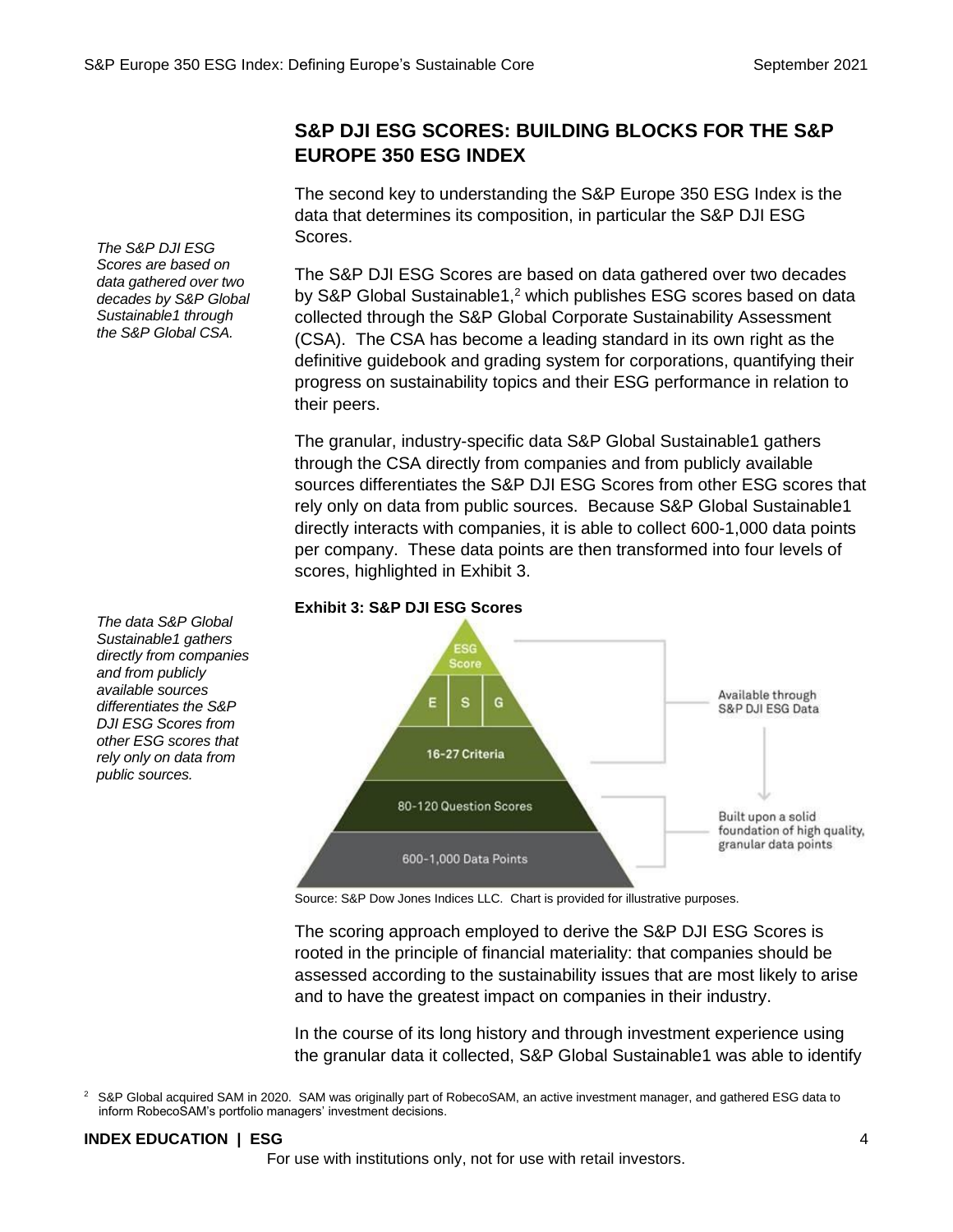## S&P DJI ESG SCORES: BUILDING BLOCKS FOR THE S&P EUROPE 350 ESG INDEX

The second key to understanding the S&P Europe 350 ESG Index is the data that determines its composition, in particular the S&P DJI ESG Scores.

*The S&P DJI ESG Scores are based on data gathered over two decades by S&P Global Sustainable1 through the S&P Global CSA.*

The S&P DJI ESG Scores are based on data gathered over two decades by S&P Global Sustainable1,[2] which publishes ESG scores based on data collected through the S&P Global Corporate Sustainability Assessment (CSA). The CSA has become a leading standard in its own right as the definitive guidebook and grading system for corporations, quantifying their progress on sustainability topics and their ESG performance in relation to their peers.

The granular, industry-specific data S&P Global Sustainable1 gathers through the CSA directly from companies and from publicly available sources differentiates the S&P DJI ESG Scores from other ESG scores that rely only on data from public sources. Because S&P Global Sustainable1 directly interacts with companies, it is able to collect 600-1,000 data points per company. These data points are then transformed into four levels of scores, highlighted in Exhibit 3.

*The data S&P Global Sustainable1 gathers directly from companies and from publicly available sources differentiates the S&P DJI ESG Scores from other ESG scores that rely only on data from public sources.*

**Exhibit 3: S&P DJI ESG Scores**

ESG Score

E | S | G

16-27 Criteria

80-120 Question Scores

600-1,000 Data Points

Available through S&P DJI ESG Data

Built upon a solid foundation of high quality, granular data points

Source: S&P Dow Jones Indices LLC. Chart is provided for illustrative purposes.

The scoring approach employed to derive the S&P DJI ESG Scores is rooted in the principle of financial materiality: that companies should be assessed according to the sustainability issues that are most likely to arise and to have the greatest impact on companies in their industry.

In the course of its long history and through investment experience using the granular data it collected, S&P Global Sustainable1 was able to identify

[2] S&P Global acquired SAM in 2020. SAM was originally part of RobecoSAM, an active investment manager, and gathered ESG data to inform RobecoSAM's portfolio managers' investment decisions.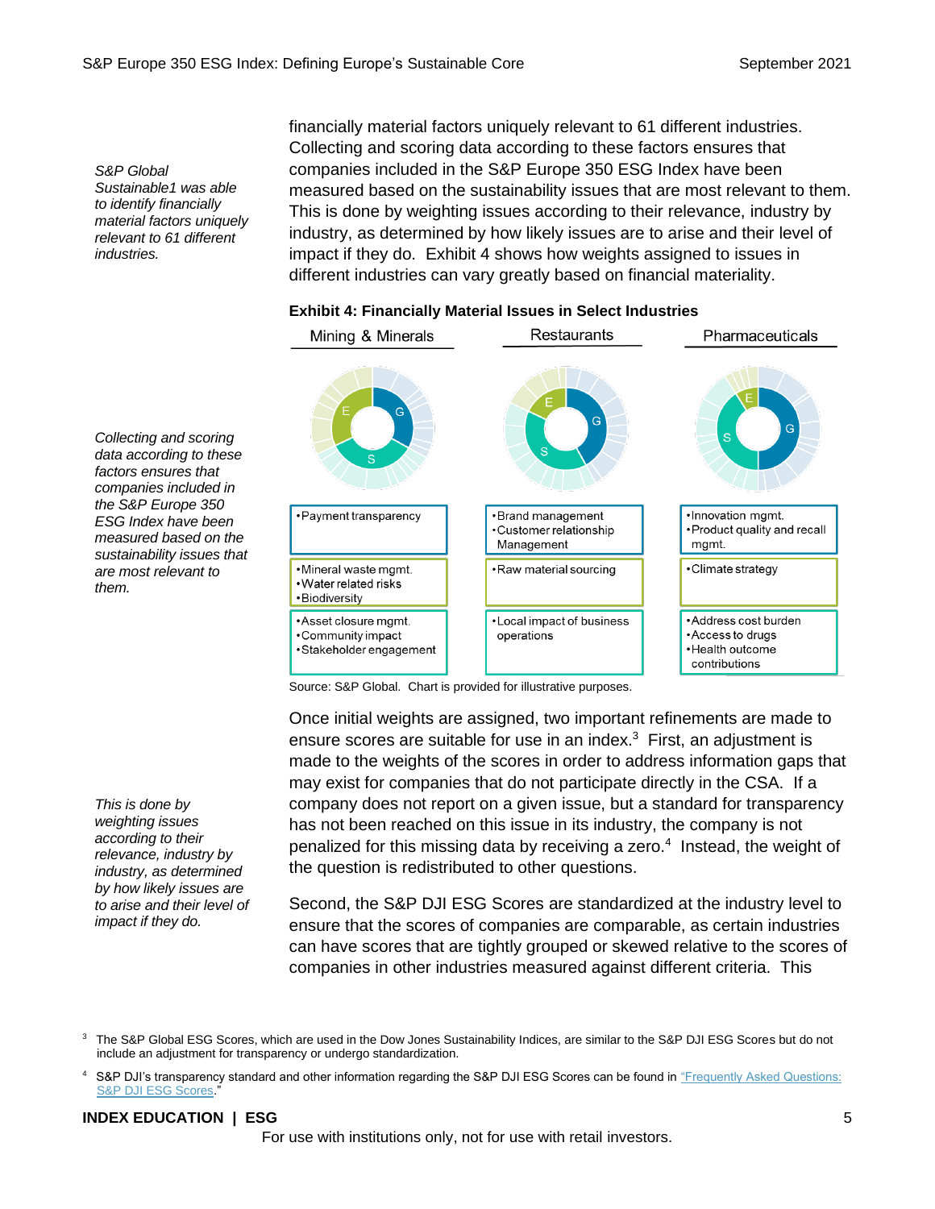financially material factors uniquely relevant to 61 different industries. Collecting and scoring data according to these factors ensures that companies included in the S&P Europe 350 ESG Index have been measured based on the sustainability issues that are most relevant to them. This is done by weighting issues according to their relevance, industry by industry, as determined by how likely issues are to arise and their level of impact if they do. Exhibit 4 shows how weights assigned to issues in different industries can vary greatly based on financial materiality.

*S&P Global Sustainable1 was able to identify financially material factors uniquely relevant to 61 different industries.*

**Exhibit 4: Financially Material Issues in Select Industries**

| Mining & Minerals | Restaurants | Pharmaceuticals |
|---|---|---|
| •Payment transparency | •Brand management<br>•Customer relationship Management | •Innovation mgmt.<br>•Product quality and recall mgmt. |
| •Mineral waste mgmt.<br>•Water related risks<br>•Biodiversity | •Raw material sourcing | •Climate strategy |
| •Asset closure mgmt.<br>•Community impact<br>•Stakeholder engagement | •Local impact of business operations | •Address cost burden<br>•Access to drugs<br>•Health outcome contributions |

Source: S&P Global. Chart is provided for illustrative purposes.

*Collecting and scoring data according to these factors ensures that companies included in the S&P Europe 350 ESG Index have been measured based on the sustainability issues that are most relevant to them.*

Once initial weights are assigned, two important refinements are made to ensure scores are suitable for use in an index.[3] First, an adjustment is made to the weights of the scores in order to address information gaps that may exist for companies that do not participate directly in the CSA. If a company does not report on a given issue, but a standard for transparency has not been reached on this issue in its industry, the company is not penalized for this missing data by receiving a zero.[4] Instead, the weight of the question is redistributed to other questions.

*This is done by weighting issues according to their relevance, industry by industry, as determined by how likely issues are to arise and their level of impact if they do.*

Second, the S&P DJI ESG Scores are standardized at the industry level to ensure that the scores of companies are comparable, as certain industries can have scores that are tightly grouped or skewed relative to the scores of companies in other industries measured against different criteria. This

[3] The S&P Global ESG Scores, which are used in the Dow Jones Sustainability Indices, are similar to the S&P DJI ESG Scores but do not include an adjustment for transparency or undergo standardization.

[4] S&P DJI's transparency standard and other information regarding the S&P DJI ESG Scores can be found in "Frequently Asked Questions: S&P DJI ESG Scores."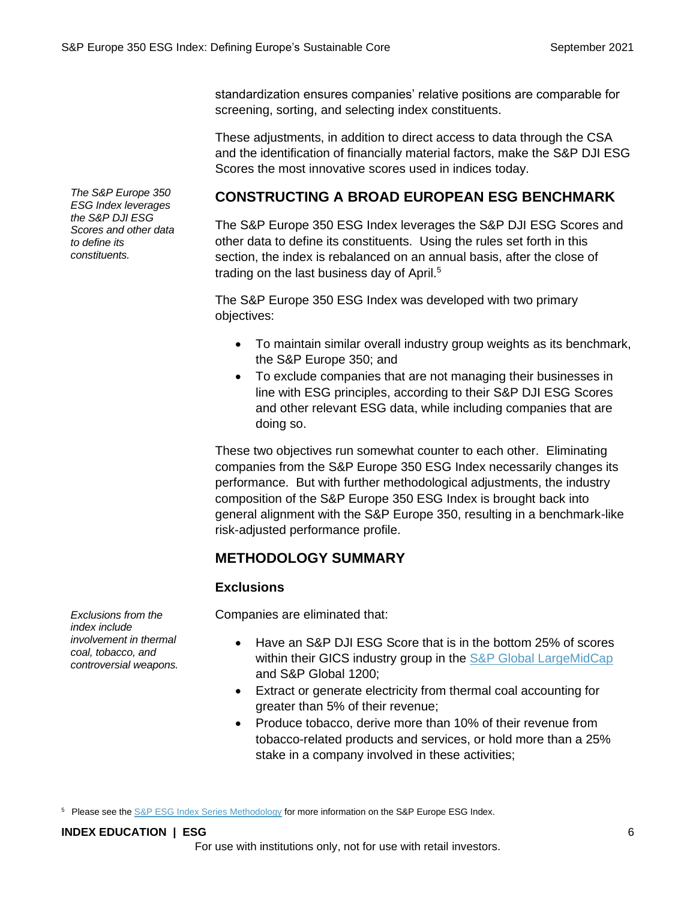standardization ensures companies' relative positions are comparable for screening, sorting, and selecting index constituents.

These adjustments, in addition to direct access to data through the CSA and the identification of financially material factors, make the S&P DJI ESG Scores the most innovative scores used in indices today.

## CONSTRUCTING A BROAD EUROPEAN ESG BENCHMARK

*The S&P Europe 350 ESG Index leverages the S&P DJI ESG Scores and other data to define its constituents.*

The S&P Europe 350 ESG Index leverages the S&P DJI ESG Scores and other data to define its constituents. Using the rules set forth in this section, the index is rebalanced on an annual basis, after the close of trading on the last business day of April.[5]

The S&P Europe 350 ESG Index was developed with two primary objectives:

- To maintain similar overall industry group weights as its benchmark, the S&P Europe 350; and
- To exclude companies that are not managing their businesses in line with ESG principles, according to their S&P DJI ESG Scores and other relevant ESG data, while including companies that are doing so.

These two objectives run somewhat counter to each other. Eliminating companies from the S&P Europe 350 ESG Index necessarily changes its performance. But with further methodological adjustments, the industry composition of the S&P Europe 350 ESG Index is brought back into general alignment with the S&P Europe 350, resulting in a benchmark-like risk-adjusted performance profile.

## METHODOLOGY SUMMARY

### Exclusions

*Exclusions from the index include involvement in thermal coal, tobacco, and controversial weapons.*

Companies are eliminated that:

- Have an S&P DJI ESG Score that is in the bottom 25% of scores within their GICS industry group in the S&P Global LargeMidCap and S&P Global 1200;
- Extract or generate electricity from thermal coal accounting for greater than 5% of their revenue;
- Produce tobacco, derive more than 10% of their revenue from tobacco-related products and services, or hold more than a 25% stake in a company involved in these activities;

[5] Please see the S&P ESG Index Series Methodology for more information on the S&P Europe ESG Index.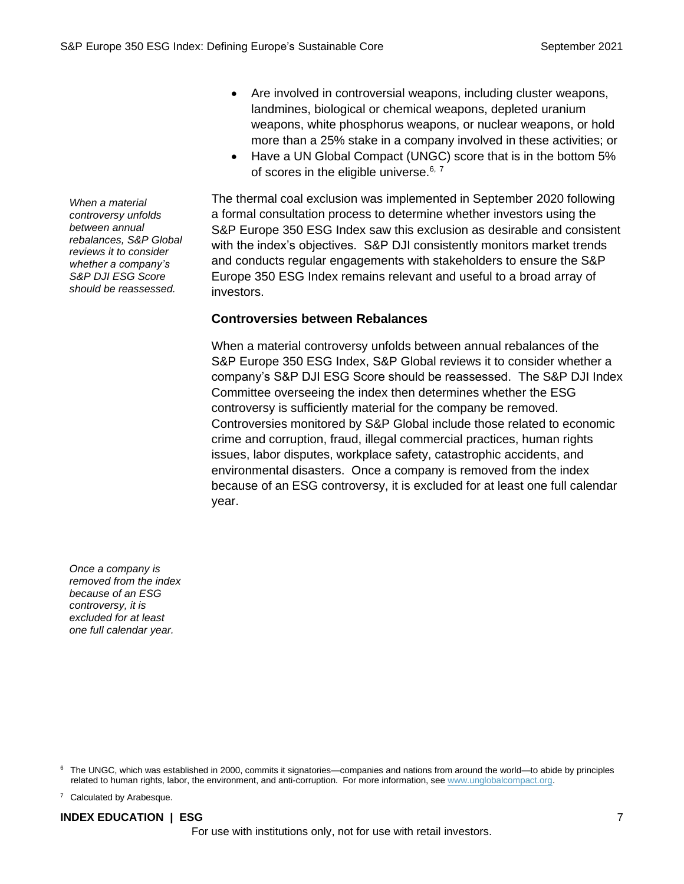- Are involved in controversial weapons, including cluster weapons, landmines, biological or chemical weapons, depleted uranium weapons, white phosphorus weapons, or nuclear weapons, or hold more than a 25% stake in a company involved in these activities; or
- Have a UN Global Compact (UNGC) score that is in the bottom 5% of scores in the eligible universe.[6, 7]

*When a material controversy unfolds between annual rebalances, S&P Global reviews it to consider whether a company's S&P DJI ESG Score should be reassessed.*

The thermal coal exclusion was implemented in September 2020 following a formal consultation process to determine whether investors using the S&P Europe 350 ESG Index saw this exclusion as desirable and consistent with the index's objectives. S&P DJI consistently monitors market trends and conducts regular engagements with stakeholders to ensure the S&P Europe 350 ESG Index remains relevant and useful to a broad array of investors.

### Controversies between Rebalances

When a material controversy unfolds between annual rebalances of the S&P Europe 350 ESG Index, S&P Global reviews it to consider whether a company's S&P DJI ESG Score should be reassessed. The S&P DJI Index Committee overseeing the index then determines whether the ESG controversy is sufficiently material for the company be removed. Controversies monitored by S&P Global include those related to economic crime and corruption, fraud, illegal commercial practices, human rights issues, labor disputes, workplace safety, catastrophic accidents, and environmental disasters. Once a company is removed from the index because of an ESG controversy, it is excluded for at least one full calendar year.

*Once a company is removed from the index because of an ESG controversy, it is excluded for at least one full calendar year.*

[6] The UNGC, which was established in 2000, commits it signatories—companies and nations from around the world—to abide by principles related to human rights, labor, the environment, and anti-corruption. For more information, see www.unglobalcompact.org.

[7] Calculated by Arabesque.

INDEX EDUCATION | ESG

For use with institutions only, not for use with retail investors.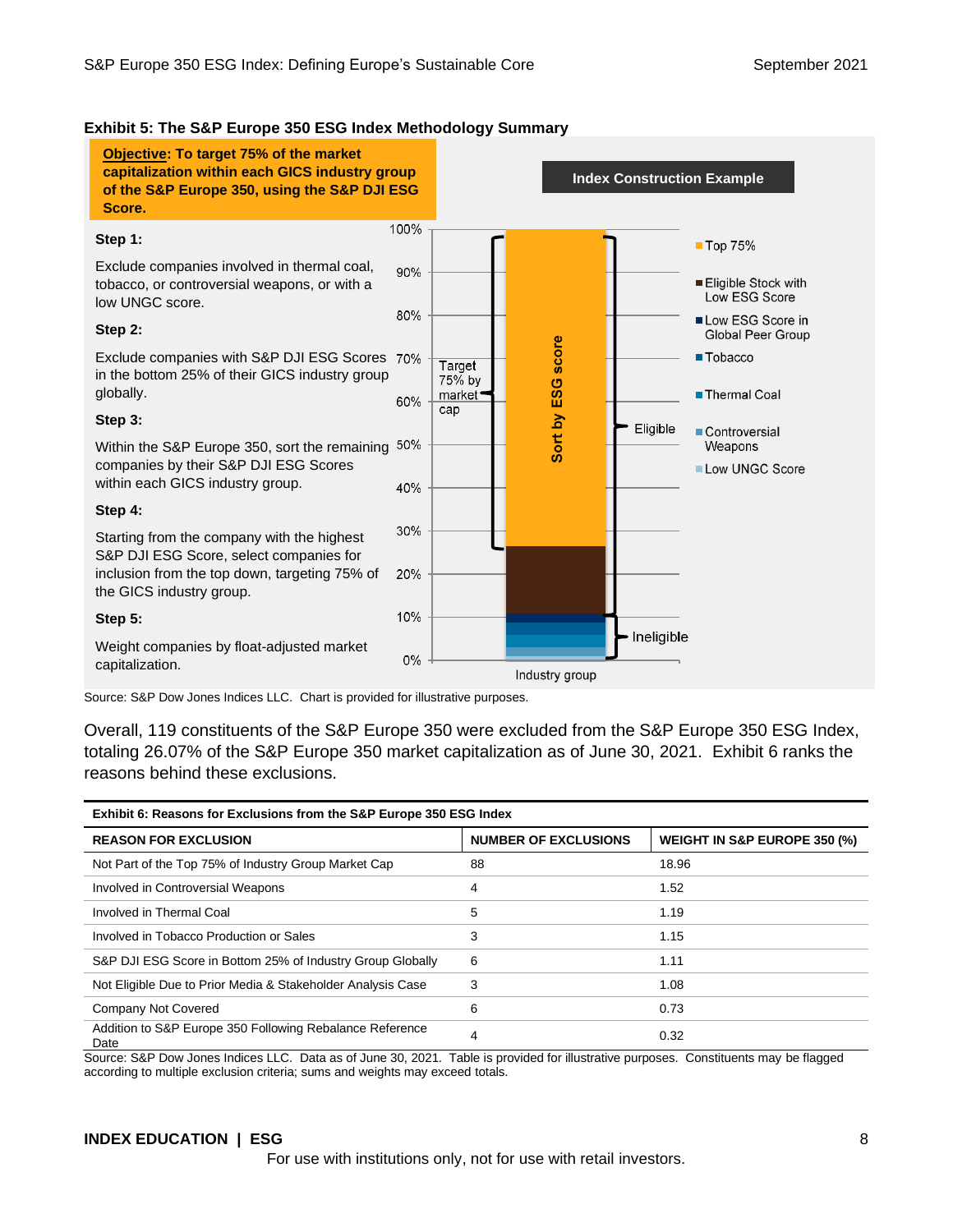**Exhibit 5: The S&P Europe 350 ESG Index Methodology Summary**

**Objective: To target 75% of the market capitalization within each GICS industry group of the S&P Europe 350, using the S&P DJI ESG Score.**

**Step 1:**

Exclude companies involved in thermal coal, tobacco, or controversial weapons, or with a low UNGC score.

**Step 2:**

Exclude companies with S&P DJI ESG Scores in the bottom 25% of their GICS industry group globally.

**Step 3:**

Within the S&P Europe 350, sort the remaining companies by their S&P DJI ESG Scores within each GICS industry group.

**Step 4:**

Starting from the company with the highest S&P DJI ESG Score, select companies for inclusion from the top down, targeting 75% of the GICS industry group.

**Step 5:**

Weight companies by float-adjusted market capitalization.

**Index Construction Example**

Industry group: Sort by ESG score; Target 75% by market cap; Eligible; Ineligible. Legend: Top 75%; Eligible Stock with Low ESG Score; Low ESG Score in Global Peer Group; Tobacco; Thermal Coal; Controversial Weapons; Low UNGC Score.

Source: S&P Dow Jones Indices LLC. Chart is provided for illustrative purposes.

Overall, 119 constituents of the S&P Europe 350 were excluded from the S&P Europe 350 ESG Index, totaling 26.07% of the S&P Europe 350 market capitalization as of June 30, 2021. Exhibit 6 ranks the reasons behind these exclusions.

**Exhibit 6: Reasons for Exclusions from the S&P Europe 350 ESG Index**

| REASON FOR EXCLUSION | NUMBER OF EXCLUSIONS | WEIGHT IN S&P EUROPE 350 (%) |
|---|---|---|
| Not Part of the Top 75% of Industry Group Market Cap | 88 | 18.96 |
| Involved in Controversial Weapons | 4 | 1.52 |
| Involved in Thermal Coal | 5 | 1.19 |
| Involved in Tobacco Production or Sales | 3 | 1.15 |
| S&P DJI ESG Score in Bottom 25% of Industry Group Globally | 6 | 1.11 |
| Not Eligible Due to Prior Media & Stakeholder Analysis Case | 3 | 1.08 |
| Company Not Covered | 6 | 0.73 |
| Addition to S&P Europe 350 Following Rebalance Reference Date | 4 | 0.32 |

Source: S&P Dow Jones Indices LLC. Data as of June 30, 2021. Table is provided for illustrative purposes. Constituents may be flagged according to multiple exclusion criteria; sums and weights may exceed totals.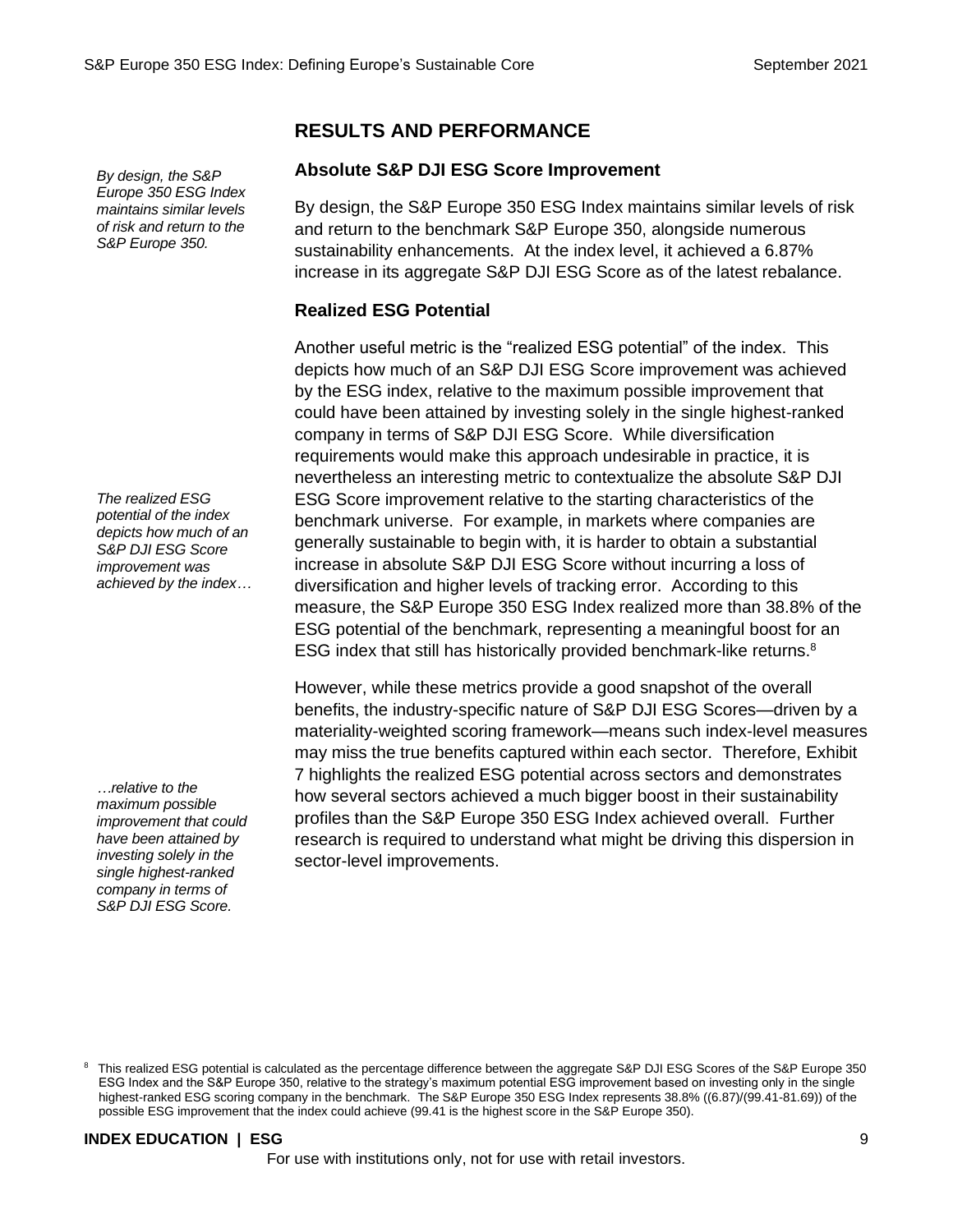## RESULTS AND PERFORMANCE

*By design, the S&P Europe 350 ESG Index maintains similar levels of risk and return to the S&P Europe 350.*

### Absolute S&P DJI ESG Score Improvement

By design, the S&P Europe 350 ESG Index maintains similar levels of risk and return to the benchmark S&P Europe 350, alongside numerous sustainability enhancements. At the index level, it achieved a 6.87% increase in its aggregate S&P DJI ESG Score as of the latest rebalance.

### Realized ESG Potential

*The realized ESG potential of the index depicts how much of an S&P DJI ESG Score improvement was achieved by the index…*

*…relative to the maximum possible improvement that could have been attained by investing solely in the single highest-ranked company in terms of S&P DJI ESG Score.*

Another useful metric is the "realized ESG potential" of the index. This depicts how much of an S&P DJI ESG Score improvement was achieved by the ESG index, relative to the maximum possible improvement that could have been attained by investing solely in the single highest-ranked company in terms of S&P DJI ESG Score. While diversification requirements would make this approach undesirable in practice, it is nevertheless an interesting metric to contextualize the absolute S&P DJI ESG Score improvement relative to the starting characteristics of the benchmark universe. For example, in markets where companies are generally sustainable to begin with, it is harder to obtain a substantial increase in absolute S&P DJI ESG Score without incurring a loss of diversification and higher levels of tracking error. According to this measure, the S&P Europe 350 ESG Index realized more than 38.8% of the ESG potential of the benchmark, representing a meaningful boost for an ESG index that still has historically provided benchmark-like returns.[8]

However, while these metrics provide a good snapshot of the overall benefits, the industry-specific nature of S&P DJI ESG Scores—driven by a materiality-weighted scoring framework—means such index-level measures may miss the true benefits captured within each sector. Therefore, Exhibit 7 highlights the realized ESG potential across sectors and demonstrates how several sectors achieved a much bigger boost in their sustainability profiles than the S&P Europe 350 ESG Index achieved overall. Further research is required to understand what might be driving this dispersion in sector-level improvements.

[8] This realized ESG potential is calculated as the percentage difference between the aggregate S&P DJI ESG Scores of the S&P Europe 350 ESG Index and the S&P Europe 350, relative to the strategy's maximum potential ESG improvement based on investing only in the single highest-ranked ESG scoring company in the benchmark. The S&P Europe 350 ESG Index represents 38.8% ((6.87)/(99.41-81.69)) of the possible ESG improvement that the index could achieve (99.41 is the highest score in the S&P Europe 350).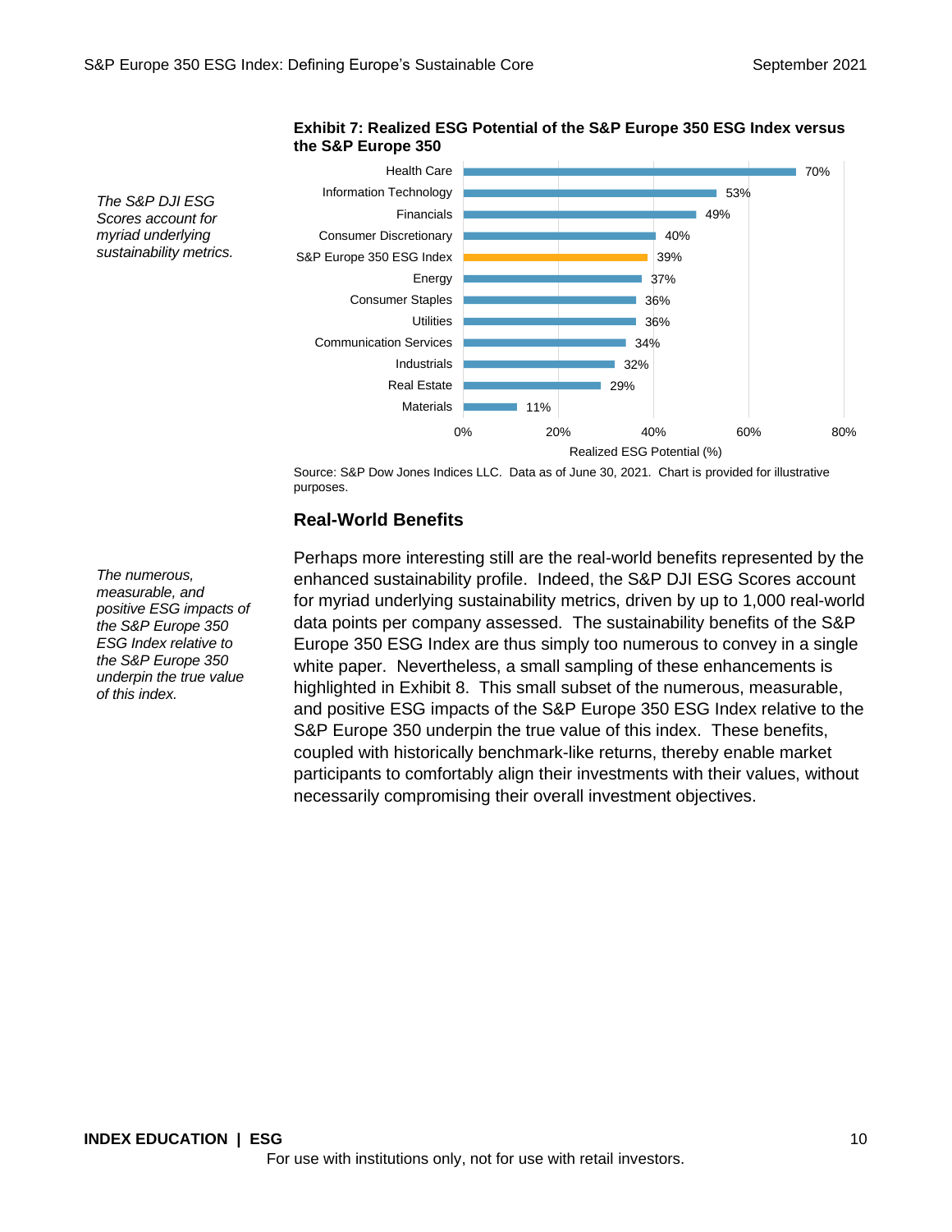*The S&P DJI ESG Scores account for myriad underlying sustainability metrics.*

**Exhibit 7: Realized ESG Potential of the S&P Europe 350 ESG Index versus the S&P Europe 350**

| Sector | Realized ESG Potential (%) |
|---|---|
| Health Care | 70% |
| Information Technology | 53% |
| Financials | 49% |
| Consumer Discretionary | 40% |
| S&P Europe 350 ESG Index | 39% |
| Energy | 37% |
| Consumer Staples | 36% |
| Utilities | 36% |
| Communication Services | 34% |
| Industrials | 32% |
| Real Estate | 29% |
| Materials | 11% |

Source: S&P Dow Jones Indices LLC. Data as of June 30, 2021. Chart is provided for illustrative purposes.

## Real-World Benefits

*The numerous, measurable, and positive ESG impacts of the S&P Europe 350 ESG Index relative to the S&P Europe 350 underpin the true value of this index.*

Perhaps more interesting still are the real-world benefits represented by the enhanced sustainability profile. Indeed, the S&P DJI ESG Scores account for myriad underlying sustainability metrics, driven by up to 1,000 real-world data points per company assessed. The sustainability benefits of the S&P Europe 350 ESG Index are thus simply too numerous to convey in a single white paper. Nevertheless, a small sampling of these enhancements is highlighted in Exhibit 8. This small subset of the numerous, measurable, and positive ESG impacts of the S&P Europe 350 ESG Index relative to the S&P Europe 350 underpin the true value of this index. These benefits, coupled with historically benchmark-like returns, thereby enable market participants to comfortably align their investments with their values, without necessarily compromising their overall investment objectives.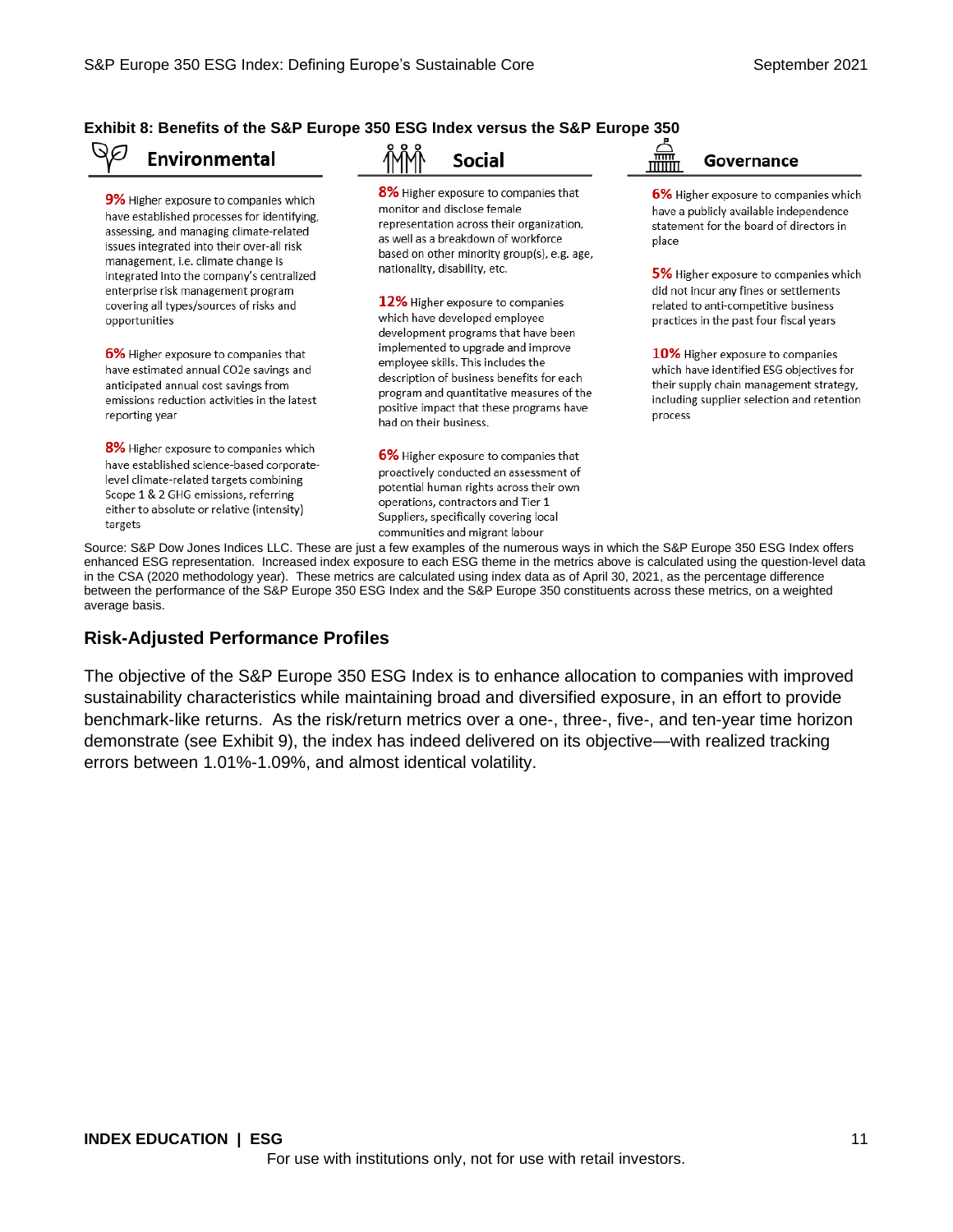**Exhibit 8: Benefits of the S&P Europe 350 ESG Index versus the S&P Europe 350**

### Environmental

**9%** Higher exposure to companies which have established processes for identifying, assessing, and managing climate-related issues integrated into their over-all risk management, i.e. climate change is integrated into the company's centralized enterprise risk management program covering all types/sources of risks and opportunities

**6%** Higher exposure to companies that have estimated annual $CO_2e$ savings and anticipated annual cost savings from emissions reduction activities in the latest reporting year

**8%** Higher exposure to companies which have established science-based corporate-level climate-related targets combining Scope 1 & 2 GHG emissions, referring either to absolute or relative (intensity) targets

### Social

**8%** Higher exposure to companies that monitor and disclose female representation across their organization, as well as a breakdown of workforce based on other minority group(s), e.g. age, nationality, disability, etc.

**12%** Higher exposure to companies which have developed employee development programs that have been implemented to upgrade and improve employee skills. This includes the description of business benefits for each program and quantitative measures of the positive impact that these programs have had on their business.

**6%** Higher exposure to companies that proactively conducted an assessment of potential human rights across their own operations, contractors and Tier 1 Suppliers, specifically covering local communities and migrant labour

### Governance

**6%** Higher exposure to companies which have a publicly available independence statement for the board of directors in place

**5%** Higher exposure to companies which did not incur any fines or settlements related to anti-competitive business practices in the past four fiscal years

**10%** Higher exposure to companies which have identified ESG objectives for their supply chain management strategy, including supplier selection and retention process

Source: S&P Dow Jones Indices LLC. These are just a few examples of the numerous ways in which the S&P Europe 350 ESG Index offers enhanced ESG representation. Increased index exposure to each ESG theme in the metrics above is calculated using the question-level data in the CSA (2020 methodology year). These metrics are calculated using index data as of April 30, 2021, as the percentage difference between the performance of the S&P Europe 350 ESG Index and the S&P Europe 350 constituents across these metrics, on a weighted average basis.

## Risk-Adjusted Performance Profiles

The objective of the S&P Europe 350 ESG Index is to enhance allocation to companies with improved sustainability characteristics while maintaining broad and diversified exposure, in an effort to provide benchmark-like returns. As the risk/return metrics over a one-, three-, five-, and ten-year time horizon demonstrate (see Exhibit 9), the index has indeed delivered on its objective—with realized tracking errors between 1.01%-1.09%, and almost identical volatility.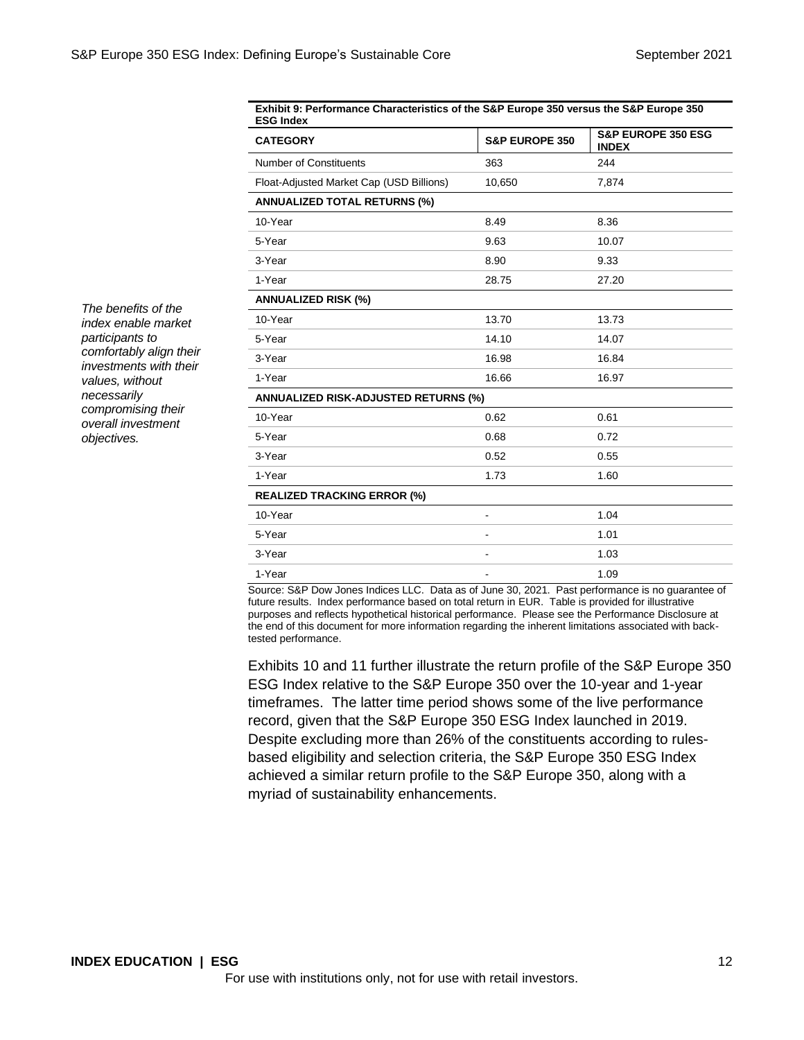*The benefits of the index enable market participants to comfortably align their investments with their values, without necessarily compromising their overall investment objectives.*

**Exhibit 9: Performance Characteristics of the S&P Europe 350 versus the S&P Europe 350 ESG Index**

| CATEGORY | S&P EUROPE 350 | S&P EUROPE 350 ESG INDEX |
|---|---|---|
| Number of Constituents | 363 | 244 |
| Float-Adjusted Market Cap (USD Billions) | 10,650 | 7,874 |
| **ANNUALIZED TOTAL RETURNS (%)** | | |
| 10-Year | 8.49 | 8.36 |
| 5-Year | 9.63 | 10.07 |
| 3-Year | 8.90 | 9.33 |
| 1-Year | 28.75 | 27.20 |
| **ANNUALIZED RISK (%)** | | |
| 10-Year | 13.70 | 13.73 |
| 5-Year | 14.10 | 14.07 |
| 3-Year | 16.98 | 16.84 |
| 1-Year | 16.66 | 16.97 |
| **ANNUALIZED RISK-ADJUSTED RETURNS (%)** | | |
| 10-Year | 0.62 | 0.61 |
| 5-Year | 0.68 | 0.72 |
| 3-Year | 0.52 | 0.55 |
| 1-Year | 1.73 | 1.60 |
| **REALIZED TRACKING ERROR (%)** | | |
| 10-Year | - | 1.04 |
| 5-Year | - | 1.01 |
| 3-Year | - | 1.03 |
| 1-Year | - | 1.09 |

Source: S&P Dow Jones Indices LLC. Data as of June 30, 2021. Past performance is no guarantee of future results. Index performance based on total return in EUR. Table is provided for illustrative purposes and reflects hypothetical historical performance. Please see the Performance Disclosure at the end of this document for more information regarding the inherent limitations associated with back-tested performance.

Exhibits 10 and 11 further illustrate the return profile of the S&P Europe 350 ESG Index relative to the S&P Europe 350 over the 10-year and 1-year timeframes. The latter time period shows some of the live performance record, given that the S&P Europe 350 ESG Index launched in 2019. Despite excluding more than 26% of the constituents according to rules-based eligibility and selection criteria, the S&P Europe 350 ESG Index achieved a similar return profile to the S&P Europe 350, along with a myriad of sustainability enhancements.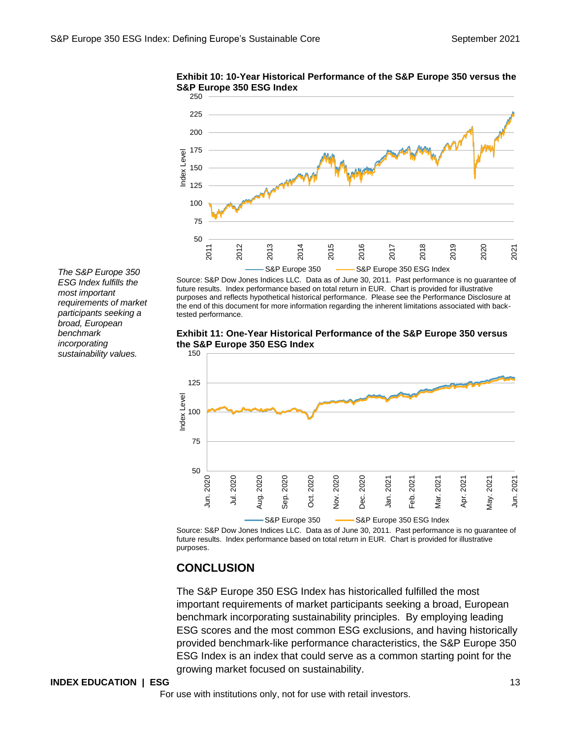**Exhibit 10: 10-Year Historical Performance of the S&P Europe 350 versus the S&P Europe 350 ESG Index**

Source: S&P Dow Jones Indices LLC. Data as of June 30, 2011. Past performance is no guarantee of future results. Index performance based on total return in EUR. Chart is provided for illustrative purposes and reflects hypothetical historical performance. Please see the Performance Disclosure at the end of this document for more information regarding the inherent limitations associated with back-tested performance.

*The S&P Europe 350 ESG Index fulfills the most important requirements of market participants seeking a broad, European benchmark incorporating sustainability values.*

**Exhibit 11: One-Year Historical Performance of the S&P Europe 350 versus the S&P Europe 350 ESG Index**

Source: S&P Dow Jones Indices LLC. Data as of June 30, 2011. Past performance is no guarantee of future results. Index performance based on total return in EUR. Chart is provided for illustrative purposes.

## CONCLUSION

The S&P Europe 350 ESG Index has historicalled fulfilled the most important requirements of market participants seeking a broad, European benchmark incorporating sustainability principles. By employing leading ESG scores and the most common ESG exclusions, and having historically provided benchmark-like performance characteristics, the S&P Europe 350 ESG Index is an index that could serve as a common starting point for the growing market focused on sustainability.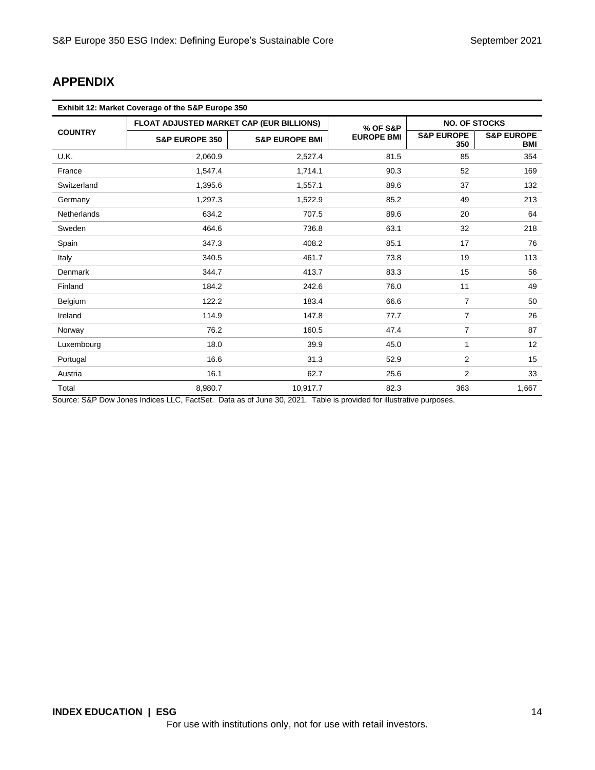## APPENDIX

**Exhibit 12: Market Coverage of the S&P Europe 350**

| COUNTRY | FLOAT ADJUSTED MARKET CAP (EUR BILLIONS) | | % OF S&P EUROPE BMI | NO. OF STOCKS | |
|---|---|---|---|---|---|
| | S&P EUROPE 350 | S&P EUROPE BMI | | S&P EUROPE 350 | S&P EUROPE BMI |
| U.K. | 2,060.9 | 2,527.4 | 81.5 | 85 | 354 |
| France | 1,547.4 | 1,714.1 | 90.3 | 52 | 169 |
| Switzerland | 1,395.6 | 1,557.1 | 89.6 | 37 | 132 |
| Germany | 1,297.3 | 1,522.9 | 85.2 | 49 | 213 |
| Netherlands | 634.2 | 707.5 | 89.6 | 20 | 64 |
| Sweden | 464.6 | 736.8 | 63.1 | 32 | 218 |
| Spain | 347.3 | 408.2 | 85.1 | 17 | 76 |
| Italy | 340.5 | 461.7 | 73.8 | 19 | 113 |
| Denmark | 344.7 | 413.7 | 83.3 | 15 | 56 |
| Finland | 184.2 | 242.6 | 76.0 | 11 | 49 |
| Belgium | 122.2 | 183.4 | 66.6 | 7 | 50 |
| Ireland | 114.9 | 147.8 | 77.7 | 7 | 26 |
| Norway | 76.2 | 160.5 | 47.4 | 7 | 87 |
| Luxembourg | 18.0 | 39.9 | 45.0 | 1 | 12 |
| Portugal | 16.6 | 31.3 | 52.9 | 2 | 15 |
| Austria | 16.1 | 62.7 | 25.6 | 2 | 33 |
| Total | 8,980.7 | 10,917.7 | 82.3 | 363 | 1,667 |

Source: S&P Dow Jones Indices LLC, FactSet. Data as of June 30, 2021. Table is provided for illustrative purposes.

For use with institutions only, not for use with retail investors.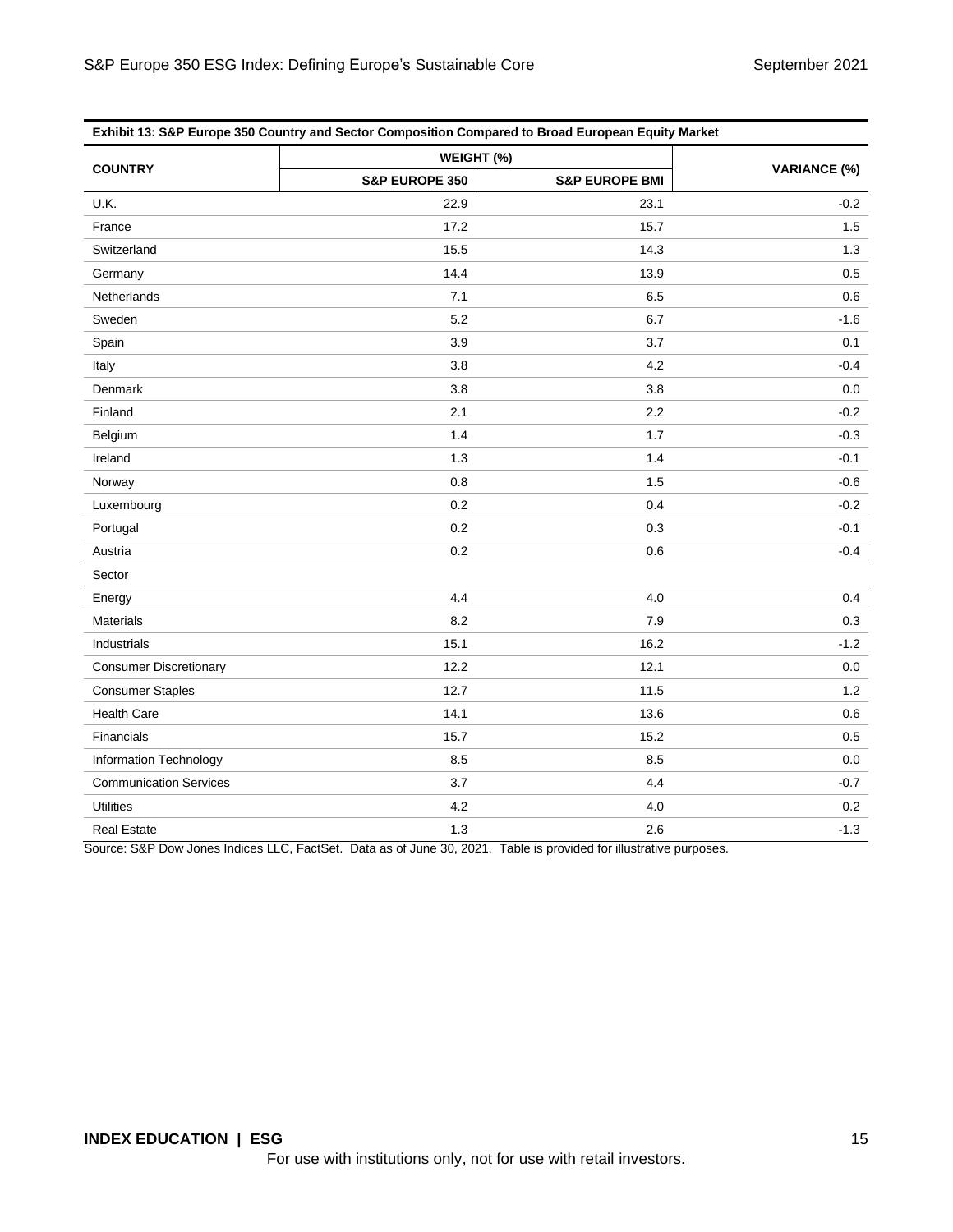**Exhibit 13: S&P Europe 350 Country and Sector Composition Compared to Broad European Equity Market**

| COUNTRY | WEIGHT (%) | | VARIANCE (%) |
|---|---|---|---|
| | S&P EUROPE 350 | S&P EUROPE BMI | |
| U.K. | 22.9 | 23.1 | -0.2 |
| France | 17.2 | 15.7 | 1.5 |
| Switzerland | 15.5 | 14.3 | 1.3 |
| Germany | 14.4 | 13.9 | 0.5 |
| Netherlands | 7.1 | 6.5 | 0.6 |
| Sweden | 5.2 | 6.7 | -1.6 |
| Spain | 3.9 | 3.7 | 0.1 |
| Italy | 3.8 | 4.2 | -0.4 |
| Denmark | 3.8 | 3.8 | 0.0 |
| Finland | 2.1 | 2.2 | -0.2 |
| Belgium | 1.4 | 1.7 | -0.3 |
| Ireland | 1.3 | 1.4 | -0.1 |
| Norway | 0.8 | 1.5 | -0.6 |
| Luxembourg | 0.2 | 0.4 | -0.2 |
| Portugal | 0.2 | 0.3 | -0.1 |
| Austria | 0.2 | 0.6 | -0.4 |
| Sector | | | |
| Energy | 4.4 | 4.0 | 0.4 |
| Materials | 8.2 | 7.9 | 0.3 |
| Industrials | 15.1 | 16.2 | -1.2 |
| Consumer Discretionary | 12.2 | 12.1 | 0.0 |
| Consumer Staples | 12.7 | 11.5 | 1.2 |
| Health Care | 14.1 | 13.6 | 0.6 |
| Financials | 15.7 | 15.2 | 0.5 |
| Information Technology | 8.5 | 8.5 | 0.0 |
| Communication Services | 3.7 | 4.4 | -0.7 |
| Utilities | 4.2 | 4.0 | 0.2 |
| Real Estate | 1.3 | 2.6 | -1.3 |

Source: S&P Dow Jones Indices LLC, FactSet. Data as of June 30, 2021. Table is provided for illustrative purposes.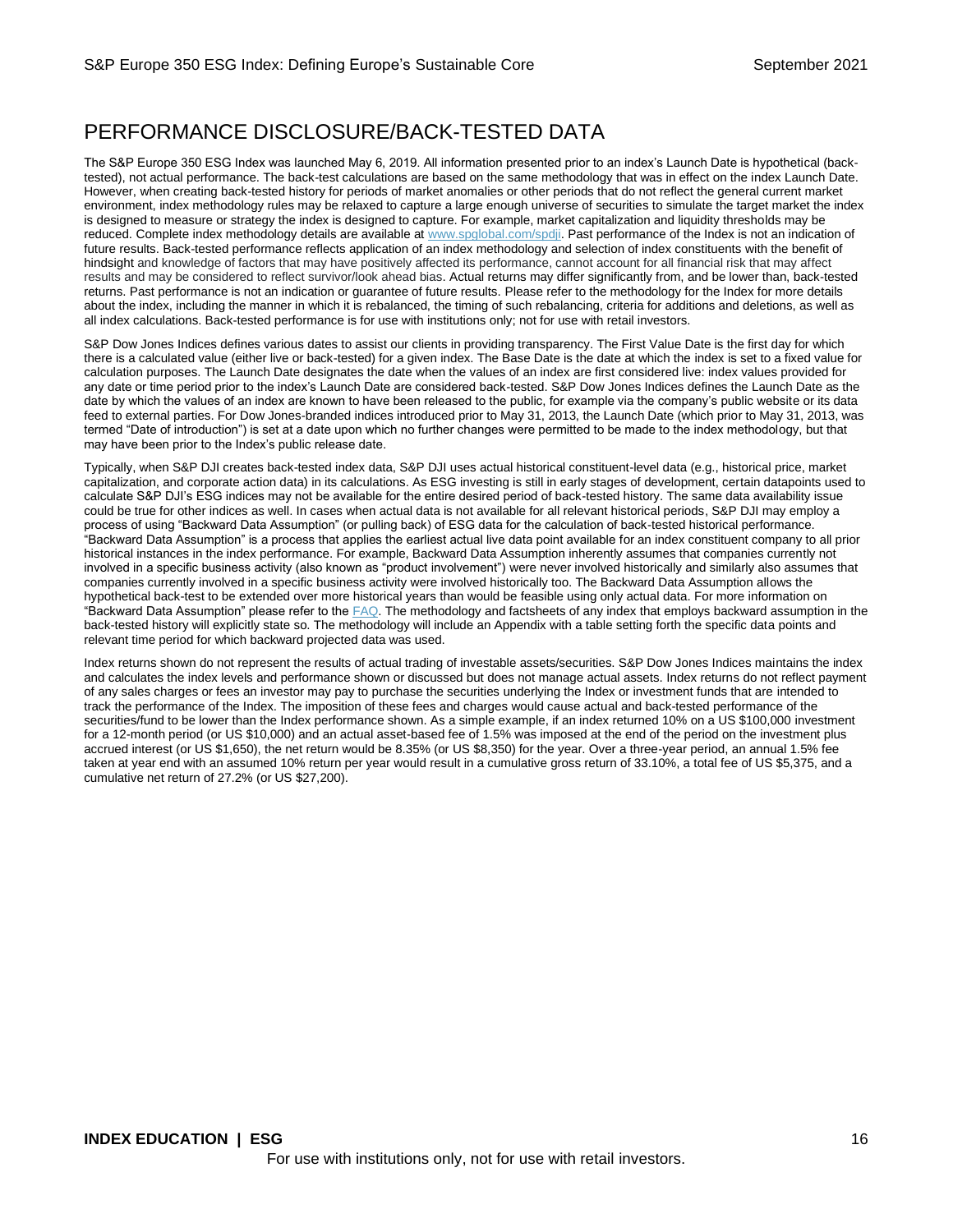# PERFORMANCE DISCLOSURE/BACK-TESTED DATA

The S&P Europe 350 ESG Index was launched May 6, 2019. All information presented prior to an index's Launch Date is hypothetical (back-tested), not actual performance. The back-test calculations are based on the same methodology that was in effect on the index Launch Date. However, when creating back-tested history for periods of market anomalies or other periods that do not reflect the general current market environment, index methodology rules may be relaxed to capture a large enough universe of securities to simulate the target market the index is designed to measure or strategy the index is designed to capture. For example, market capitalization and liquidity thresholds may be reduced. Complete index methodology details are available at [www.spglobal.com/spdji](www.spglobal.com/spdji). Past performance of the Index is not an indication of future results. Back-tested performance reflects application of an index methodology and selection of index constituents with the benefit of hindsight and knowledge of factors that may have positively affected its performance, cannot account for all financial risk that may affect results and may be considered to reflect survivor/look ahead bias. Actual returns may differ significantly from, and be lower than, back-tested returns. Past performance is not an indication or guarantee of future results. Please refer to the methodology for the Index for more details about the index, including the manner in which it is rebalanced, the timing of such rebalancing, criteria for additions and deletions, as well as all index calculations. Back-tested performance is for use with institutions only; not for use with retail investors.

S&P Dow Jones Indices defines various dates to assist our clients in providing transparency. The First Value Date is the first day for which there is a calculated value (either live or back-tested) for a given index. The Base Date is the date at which the index is set to a fixed value for calculation purposes. The Launch Date designates the date when the values of an index are first considered live: index values provided for any date or time period prior to the index's Launch Date are considered back-tested. S&P Dow Jones Indices defines the Launch Date as the date by which the values of an index are known to have been released to the public, for example via the company's public website or its data feed to external parties. For Dow Jones-branded indices introduced prior to May 31, 2013, the Launch Date (which prior to May 31, 2013, was termed "Date of introduction") is set at a date upon which no further changes were permitted to be made to the index methodology, but that may have been prior to the Index's public release date.

Typically, when S&P DJI creates back-tested index data, S&P DJI uses actual historical constituent-level data (e.g., historical price, market capitalization, and corporate action data) in its calculations. As ESG investing is still in early stages of development, certain datapoints used to calculate S&P DJI's ESG indices may not be available for the entire desired period of back-tested history. The same data availability issue could be true for other indices as well. In cases when actual data is not available for all relevant historical periods, S&P DJI may employ a process of using "Backward Data Assumption" (or pulling back) of ESG data for the calculation of back-tested historical performance. "Backward Data Assumption" is a process that applies the earliest actual live data point available for an index constituent company to all prior historical instances in the index performance. For example, Backward Data Assumption inherently assumes that companies currently not involved in a specific business activity (also known as "product involvement") were never involved historically and similarly also assumes that companies currently involved in a specific business activity were involved historically too. The Backward Data Assumption allows the hypothetical back-test to be extended over more historical years than would be feasible using only actual data. For more information on "Backward Data Assumption" please refer to the FAQ. The methodology and factsheets of any index that employs backward assumption in the back-tested history will explicitly state so. The methodology will include an Appendix with a table setting forth the specific data points and relevant time period for which backward projected data was used.

Index returns shown do not represent the results of actual trading of investable assets/securities. S&P Dow Jones Indices maintains the index and calculates the index levels and performance shown or discussed but does not manage actual assets. Index returns do not reflect payment of any sales charges or fees an investor may pay to purchase the securities underlying the Index or investment funds that are intended to track the performance of the Index. The imposition of these fees and charges would cause actual and back-tested performance of the securities/fund to be lower than the Index performance shown. As a simple example, if an index returned 10% on a US $100,000 investment for a 12-month period (or US $10,000) and an actual asset-based fee of 1.5% was imposed at the end of the period on the investment plus accrued interest (or US $1,650), the net return would be 8.35% (or US $8,350) for the year. Over a three-year period, an annual 1.5% fee taken at year end with an assumed 10% return per year would result in a cumulative gross return of 33.10%, a total fee of US $5,375, and a cumulative net return of 27.2% (or US $27,200).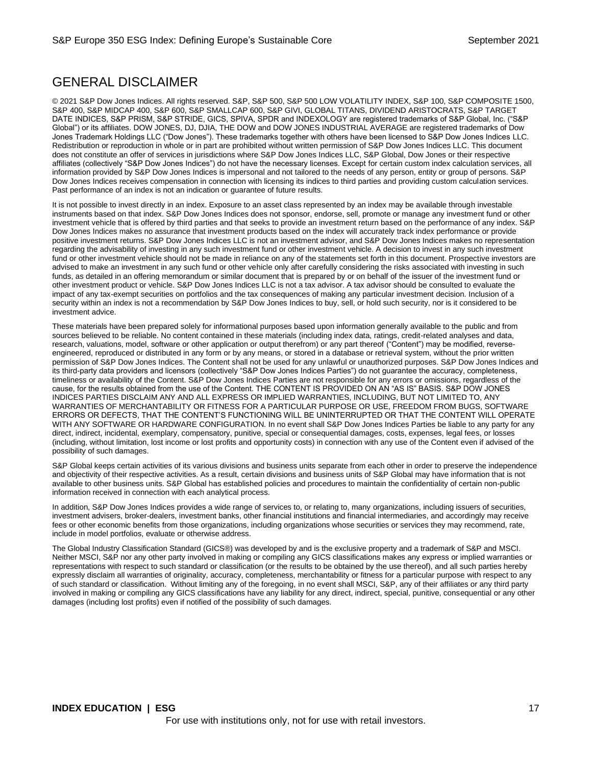# GENERAL DISCLAIMER

© 2021 S&P Dow Jones Indices. All rights reserved. S&P, S&P 500, S&P 500 LOW VOLATILITY INDEX, S&P 100, S&P COMPOSITE 1500, S&P 400, S&P MIDCAP 400, S&P 600, S&P SMALLCAP 600, S&P GIVI, GLOBAL TITANS, DIVIDEND ARISTOCRATS, S&P TARGET DATE INDICES, S&P PRISM, S&P STRIDE, GICS, SPIVA, SPDR and INDEXOLOGY are registered trademarks of S&P Global, Inc. ("S&P Global") or its affiliates. DOW JONES, DJ, DJIA, THE DOW and DOW JONES INDUSTRIAL AVERAGE are registered trademarks of Dow Jones Trademark Holdings LLC ("Dow Jones"). These trademarks together with others have been licensed to S&P Dow Jones Indices LLC. Redistribution or reproduction in whole or in part are prohibited without written permission of S&P Dow Jones Indices LLC. This document does not constitute an offer of services in jurisdictions where S&P Dow Jones Indices LLC, S&P Global, Dow Jones or their respective affiliates (collectively "S&P Dow Jones Indices") do not have the necessary licenses. Except for certain custom index calculation services, all information provided by S&P Dow Jones Indices is impersonal and not tailored to the needs of any person, entity or group of persons. S&P Dow Jones Indices receives compensation in connection with licensing its indices to third parties and providing custom calculation services. Past performance of an index is not an indication or guarantee of future results.

It is not possible to invest directly in an index. Exposure to an asset class represented by an index may be available through investable instruments based on that index. S&P Dow Jones Indices does not sponsor, endorse, sell, promote or manage any investment fund or other investment vehicle that is offered by third parties and that seeks to provide an investment return based on the performance of any index. S&P Dow Jones Indices makes no assurance that investment products based on the index will accurately track index performance or provide positive investment returns. S&P Dow Jones Indices LLC is not an investment advisor, and S&P Dow Jones Indices makes no representation regarding the advisability of investing in any such investment fund or other investment vehicle. A decision to invest in any such investment fund or other investment vehicle should not be made in reliance on any of the statements set forth in this document. Prospective investors are advised to make an investment in any such fund or other vehicle only after carefully considering the risks associated with investing in such funds, as detailed in an offering memorandum or similar document that is prepared by or on behalf of the issuer of the investment fund or other investment product or vehicle. S&P Dow Jones Indices LLC is not a tax advisor. A tax advisor should be consulted to evaluate the impact of any tax-exempt securities on portfolios and the tax consequences of making any particular investment decision. Inclusion of a security within an index is not a recommendation by S&P Dow Jones Indices to buy, sell, or hold such security, nor is it considered to be investment advice.

These materials have been prepared solely for informational purposes based upon information generally available to the public and from sources believed to be reliable. No content contained in these materials (including index data, ratings, credit-related analyses and data, research, valuations, model, software or other application or output therefrom) or any part thereof ("Content") may be modified, reverse-engineered, reproduced or distributed in any form or by any means, or stored in a database or retrieval system, without the prior written permission of S&P Dow Jones Indices. The Content shall not be used for any unlawful or unauthorized purposes. S&P Dow Jones Indices and its third-party data providers and licensors (collectively "S&P Dow Jones Indices Parties") do not guarantee the accuracy, completeness, timeliness or availability of the Content. S&P Dow Jones Indices Parties are not responsible for any errors or omissions, regardless of the cause, for the results obtained from the use of the Content. THE CONTENT IS PROVIDED ON AN "AS IS" BASIS. S&P DOW JONES INDICES PARTIES DISCLAIM ANY AND ALL EXPRESS OR IMPLIED WARRANTIES, INCLUDING, BUT NOT LIMITED TO, ANY WARRANTIES OF MERCHANTABILITY OR FITNESS FOR A PARTICULAR PURPOSE OR USE, FREEDOM FROM BUGS, SOFTWARE ERRORS OR DEFECTS, THAT THE CONTENT'S FUNCTIONING WILL BE UNINTERRUPTED OR THAT THE CONTENT WILL OPERATE WITH ANY SOFTWARE OR HARDWARE CONFIGURATION. In no event shall S&P Dow Jones Indices Parties be liable to any party for any direct, indirect, incidental, exemplary, compensatory, punitive, special or consequential damages, costs, expenses, legal fees, or losses (including, without limitation, lost income or lost profits and opportunity costs) in connection with any use of the Content even if advised of the possibility of such damages.

S&P Global keeps certain activities of its various divisions and business units separate from each other in order to preserve the independence and objectivity of their respective activities. As a result, certain divisions and business units of S&P Global may have information that is not available to other business units. S&P Global has established policies and procedures to maintain the confidentiality of certain non-public information received in connection with each analytical process.

In addition, S&P Dow Jones Indices provides a wide range of services to, or relating to, many organizations, including issuers of securities, investment advisers, broker-dealers, investment banks, other financial institutions and financial intermediaries, and accordingly may receive fees or other economic benefits from those organizations, including organizations whose securities or services they may recommend, rate, include in model portfolios, evaluate or otherwise address.

The Global Industry Classification Standard (GICS®) was developed by and is the exclusive property and a trademark of S&P and MSCI. Neither MSCI, S&P nor any other party involved in making or compiling any GICS classifications makes any express or implied warranties or representations with respect to such standard or classification (or the results to be obtained by the use thereof), and all such parties hereby expressly disclaim all warranties of originality, accuracy, completeness, merchantability or fitness for a particular purpose with respect to any of such standard or classification. Without limiting any of the foregoing, in no event shall MSCI, S&P, any of their affiliates or any third party involved in making or compiling any GICS classifications have any liability for any direct, indirect, special, punitive, consequential or any other damages (including lost profits) even if notified of the possibility of such damages.